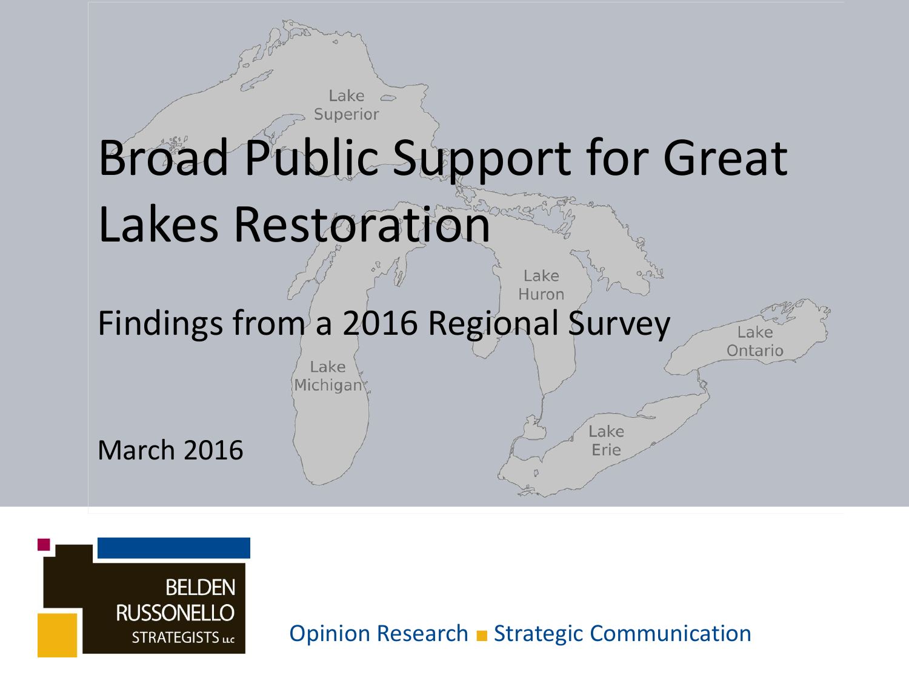# Broad Public Support for Great Lakes Restoration

## Findings from a 2016 Regional Survey

March 2016

BELDEN RUSSONELLO STRATEGISTS LLC

Opinion Research ■ Strategic Communication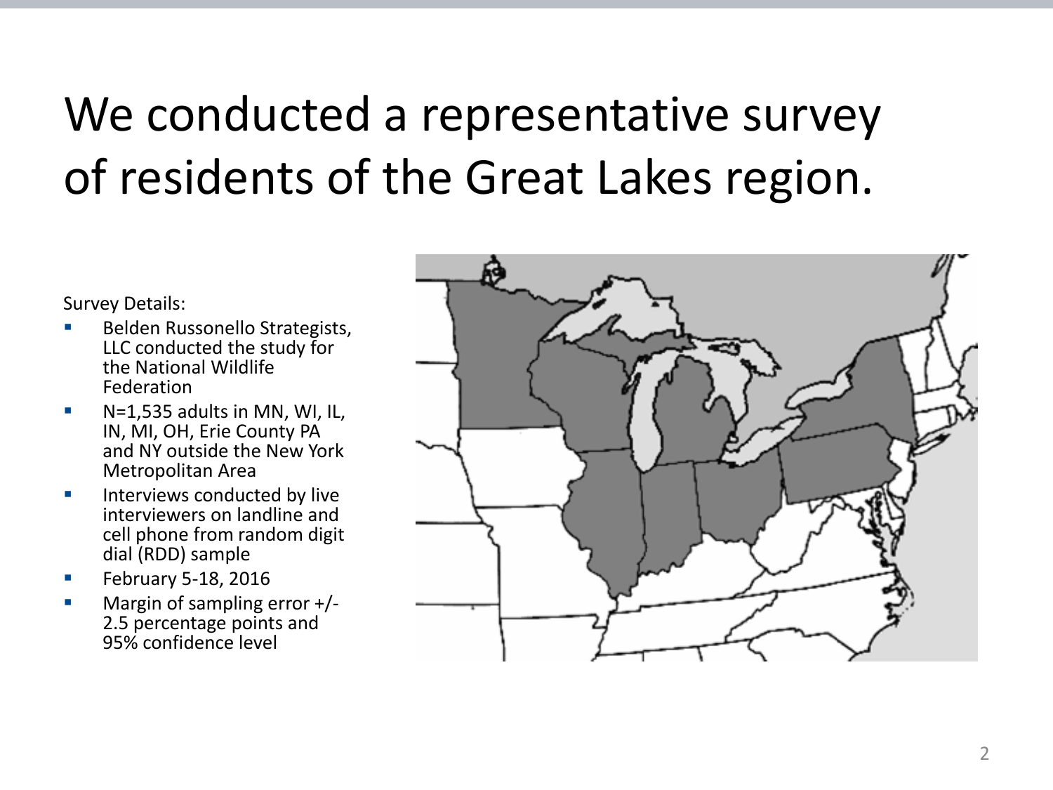# We conducted a representative survey of residents of the Great Lakes region.

Survey Details:

- Belden Russonello Strategists, LLC conducted the study for the National Wildlife Federation
- N=1,535 adults in MN, WI, IL, IN, MI, OH, Erie County PA and NY outside the New York Metropolitan Area
- Interviews conducted by live interviewers on landline and cell phone from random digit dial (RDD) sample
- February 5-18, 2016
- Margin of sampling error +/- 2.5 percentage points and 95% confidence level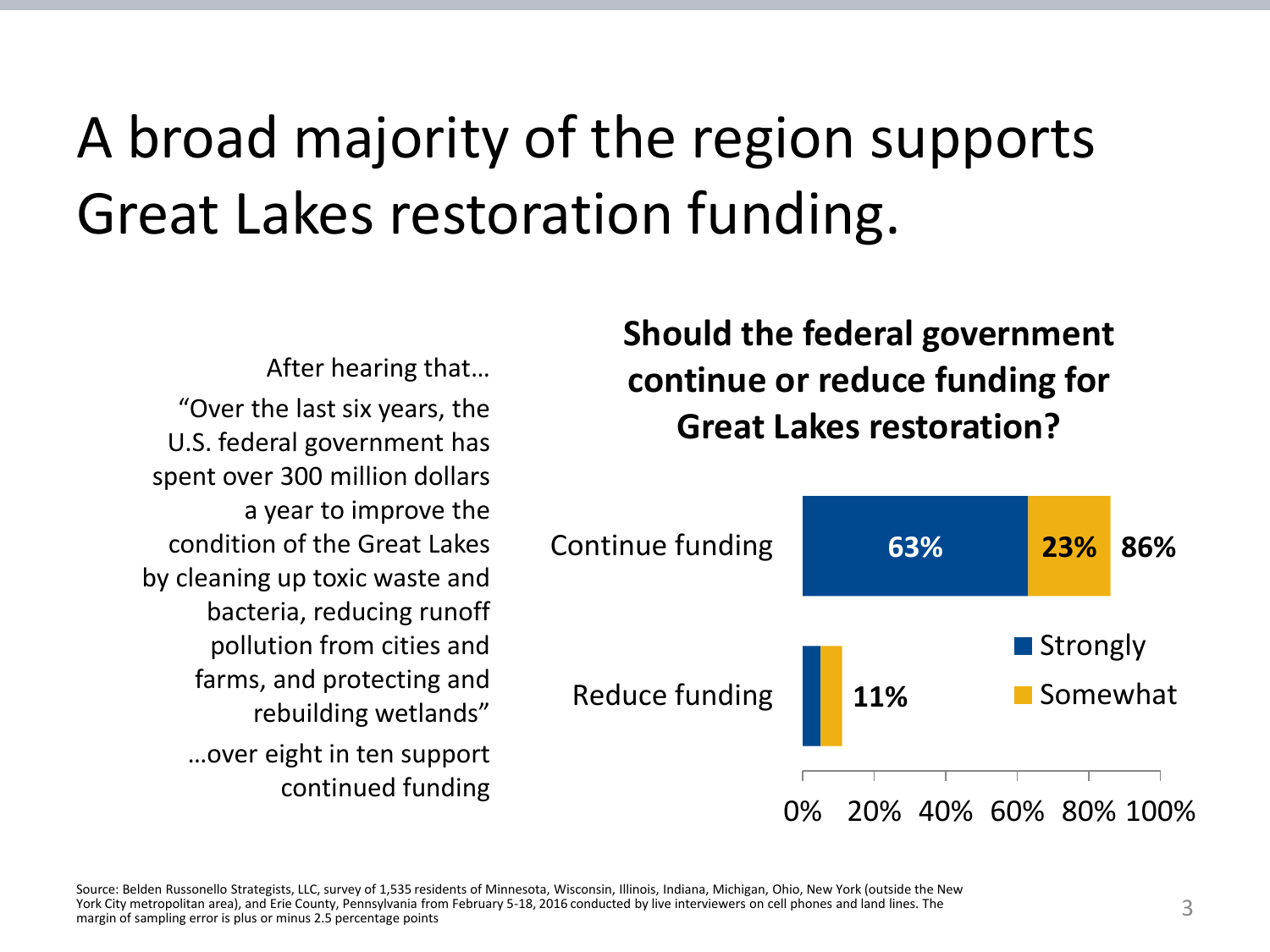# A broad majority of the region supports Great Lakes restoration funding.

After hearing that…

"Over the last six years, the U.S. federal government has spent over 300 million dollars a year to improve the condition of the Great Lakes by cleaning up toxic waste and bacteria, reducing runoff pollution from cities and farms, and protecting and rebuilding wetlands"

…over eight in ten support continued funding

**Should the federal government continue or reduce funding for Great Lakes restoration?**

| | Strongly | Somewhat | Total |
|---|---|---|---|
| Continue funding | 63% | 23% | 86% |
| Reduce funding | | | 11% |

Source: Belden Russonello Strategists, LLC, survey of 1,535 residents of Minnesota, Wisconsin, Illinois, Indiana, Michigan, Ohio, New York (outside the New York City metropolitan area), and Erie County, Pennsylvania from February 5-18, 2016 conducted by live interviewers on cell phones and land lines. The margin of sampling error is plus or minus 2.5 percentage points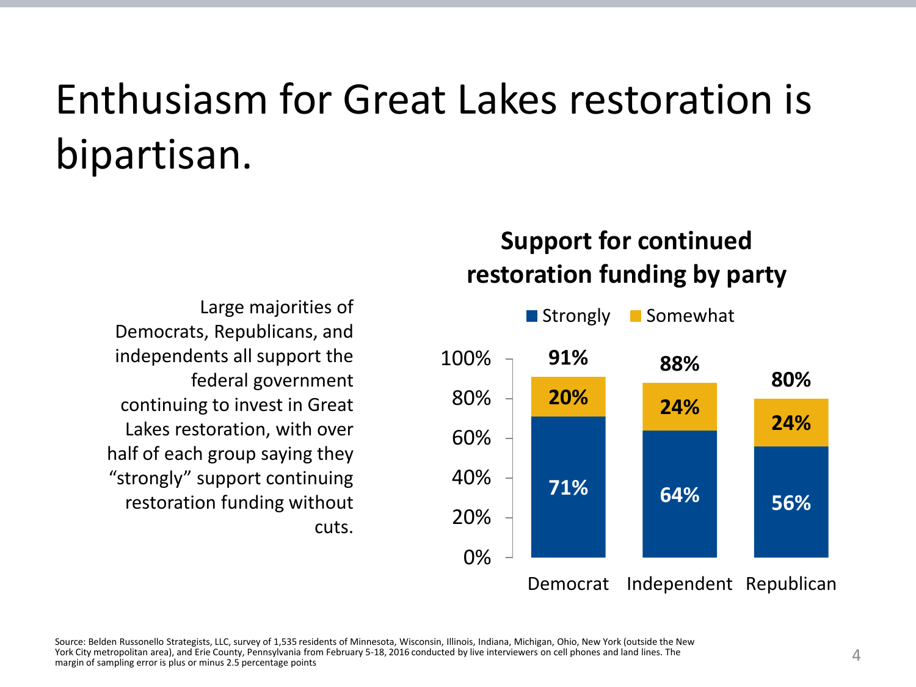# Enthusiasm for Great Lakes restoration is bipartisan.

Large majorities of Democrats, Republicans, and independents all support the federal government continuing to invest in Great Lakes restoration, with over half of each group saying they "strongly" support continuing restoration funding without cuts.

**Support for continued restoration funding by party**

| | Strongly | Somewhat | Total |
|---|---|---|---|
| Democrat | 71% | 20% | 91% |
| Independent | 64% | 24% | 88% |
| Republican | 56% | 24% | 80% |

Source: Belden Russonello Strategists, LLC, survey of 1,535 residents of Minnesota, Wisconsin, Illinois, Indiana, Michigan, Ohio, New York (outside the New York City metropolitan area), and Erie County, Pennsylvania from February 5-18, 2016 conducted by live interviewers on cell phones and land lines. The margin of sampling error is plus or minus 2.5 percentage points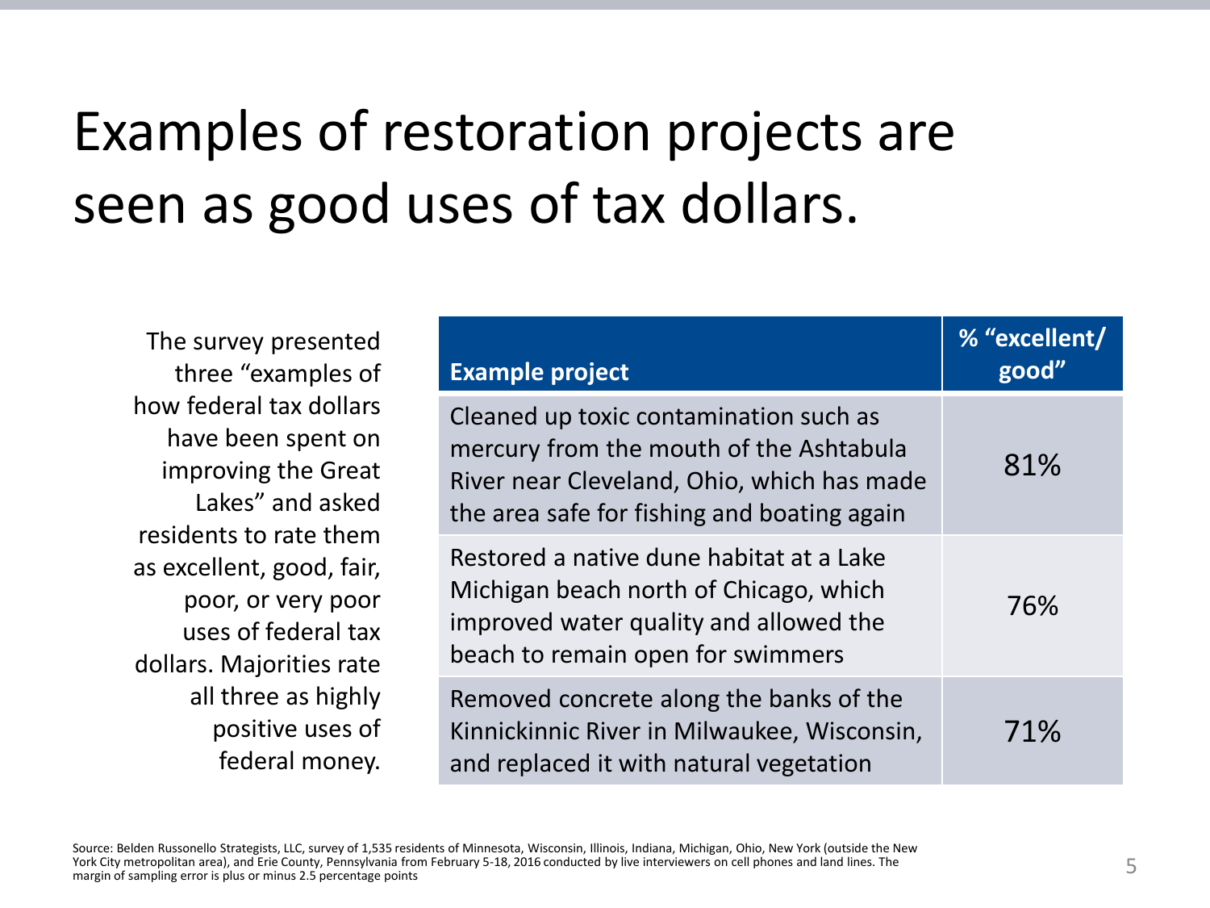# Examples of restoration projects are seen as good uses of tax dollars.

The survey presented three "examples of how federal tax dollars have been spent on improving the Great Lakes" and asked residents to rate them as excellent, good, fair, poor, or very poor uses of federal tax dollars. Majorities rate all three as highly positive uses of federal money.

| Example project | % "excellent/ good" |
| --- | --- |
| Cleaned up toxic contamination such as mercury from the mouth of the Ashtabula River near Cleveland, Ohio, which has made the area safe for fishing and boating again | 81% |
| Restored a native dune habitat at a Lake Michigan beach north of Chicago, which improved water quality and allowed the beach to remain open for swimmers | 76% |
| Removed concrete along the banks of the Kinnickinnic River in Milwaukee, Wisconsin, and replaced it with natural vegetation | 71% |

Source: Belden Russonello Strategists, LLC, survey of 1,535 residents of Minnesota, Wisconsin, Illinois, Indiana, Michigan, Ohio, New York (outside the New York City metropolitan area), and Erie County, Pennsylvania from February 5-18, 2016 conducted by live interviewers on cell phones and land lines. The margin of sampling error is plus or minus 2.5 percentage points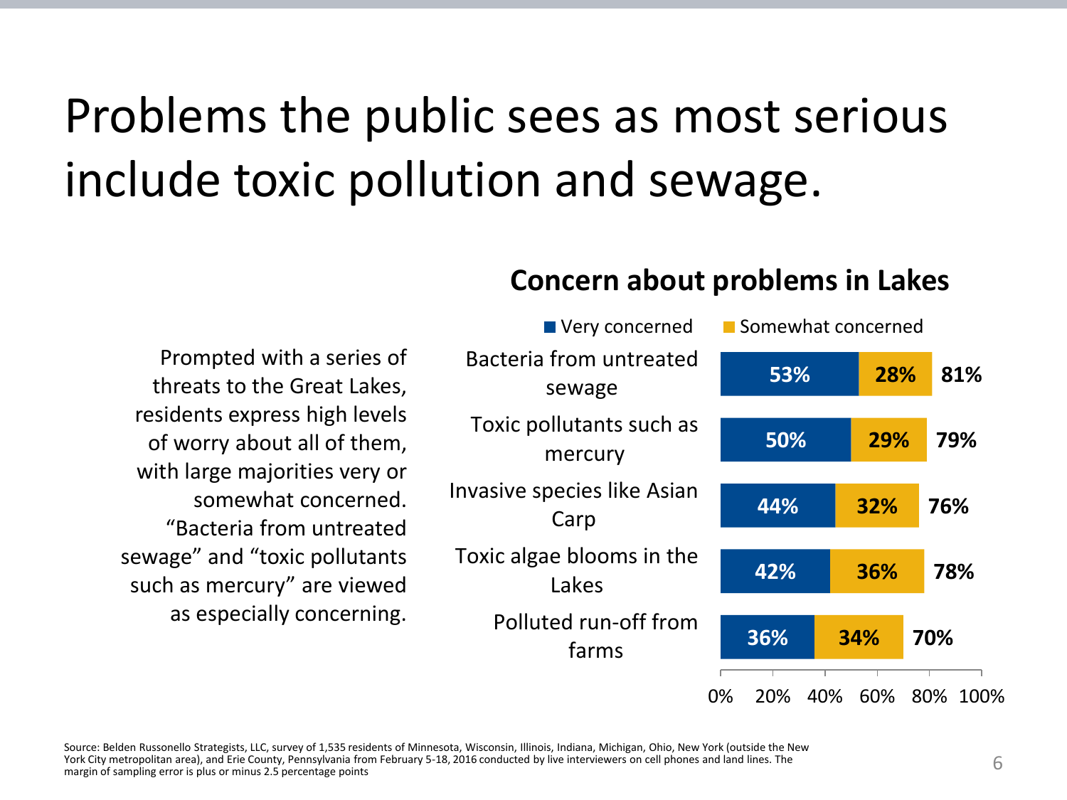# Problems the public sees as most serious include toxic pollution and sewage.

Prompted with a series of threats to the Great Lakes, residents express high levels of worry about all of them, with large majorities very or somewhat concerned. “Bacteria from untreated sewage” and “toxic pollutants such as mercury” are viewed as especially concerning.

**Concern about problems in Lakes**

| | Very concerned | Somewhat concerned | Total |
|---|---|---|---|
| Bacteria from untreated sewage | 53% | 28% | 81% |
| Toxic pollutants such as mercury | 50% | 29% | 79% |
| Invasive species like Asian Carp | 44% | 32% | 76% |
| Toxic algae blooms in the Lakes | 42% | 36% | 78% |
| Polluted run-off from farms | 36% | 34% | 70% |

Source: Belden Russonello Strategists, LLC, survey of 1,535 residents of Minnesota, Wisconsin, Illinois, Indiana, Michigan, Ohio, New York (outside the New York City metropolitan area), and Erie County, Pennsylvania from February 5-18, 2016 conducted by live interviewers on cell phones and land lines. The margin of sampling error is plus or minus 2.5 percentage points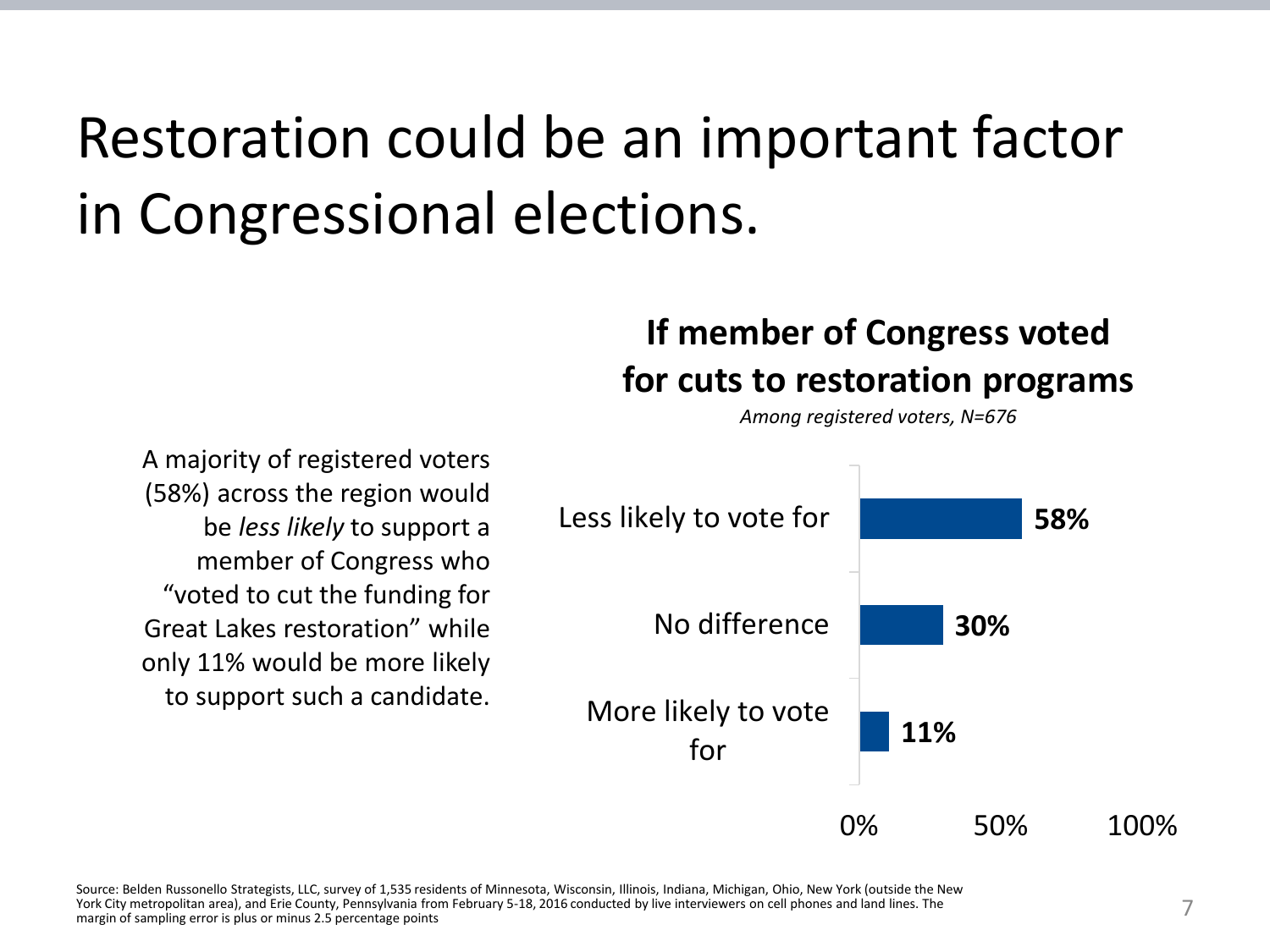# Restoration could be an important factor in Congressional elections.

A majority of registered voters (58%) across the region would be *less likely* to support a member of Congress who "voted to cut the funding for Great Lakes restoration" while only 11% would be more likely to support such a candidate.

**If member of Congress voted for cuts to restoration programs**

*Among registered voters, N=676*

| Response | % |
| --- | --- |
| Less likely to vote for | 58% |
| No difference | 30% |
| More likely to vote for | 11% |

Source: Belden Russonello Strategists, LLC, survey of 1,535 residents of Minnesota, Wisconsin, Illinois, Indiana, Michigan, Ohio, New York (outside the New York City metropolitan area), and Erie County, Pennsylvania from February 5-18, 2016 conducted by live interviewers on cell phones and land lines. The margin of sampling error is plus or minus 2.5 percentage points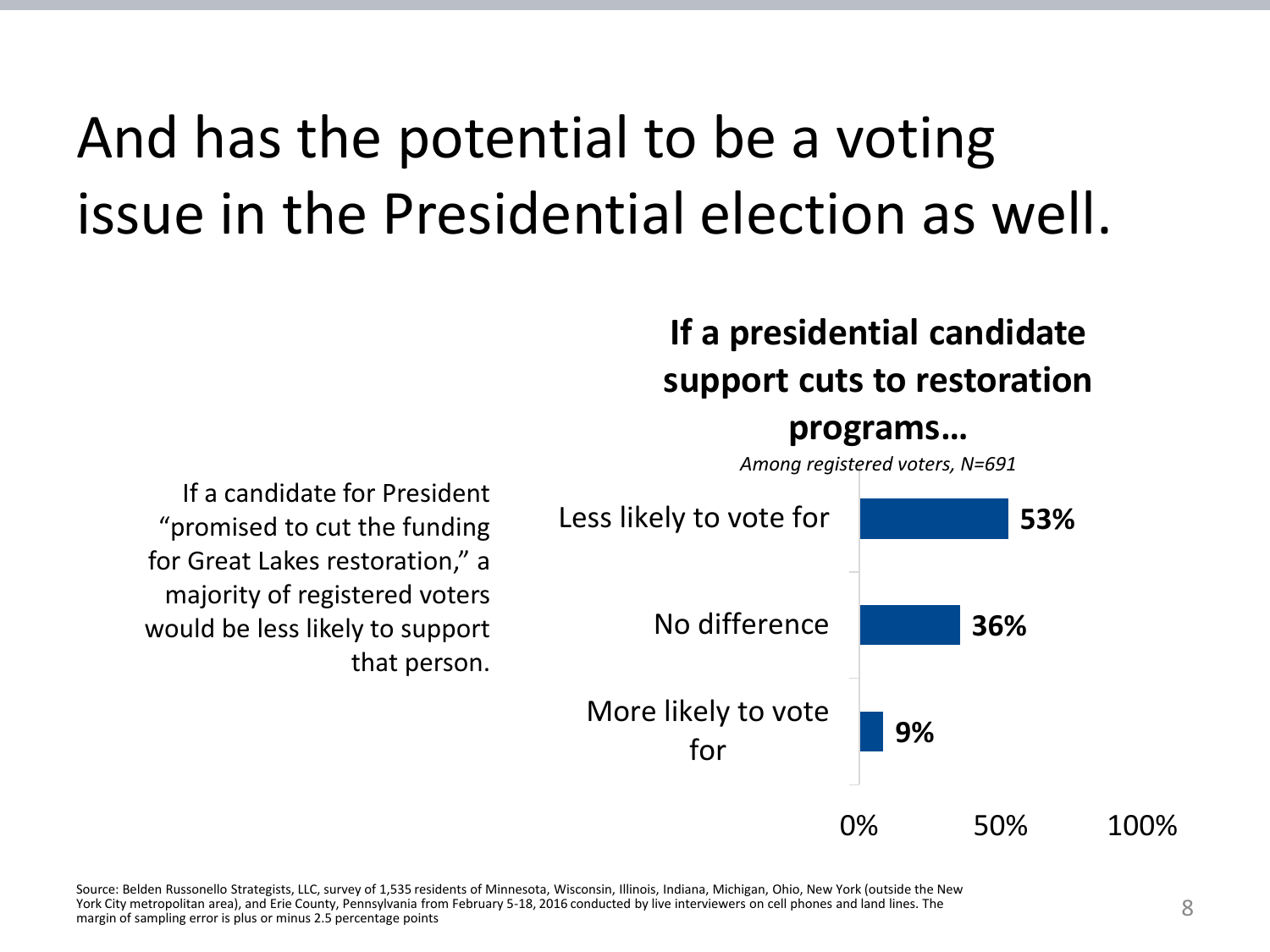# And has the potential to be a voting issue in the Presidential election as well.

If a candidate for President "promised to cut the funding for Great Lakes restoration," a majority of registered voters would be less likely to support that person.

**If a presidential candidate support cuts to restoration programs…**

*Among registered voters, N=691*

| Response | Percent |
| --- | --- |
| Less likely to vote for | 53% |
| No difference | 36% |
| More likely to vote for | 9% |

Source: Belden Russonello Strategists, LLC, survey of 1,535 residents of Minnesota, Wisconsin, Illinois, Indiana, Michigan, Ohio, New York (outside the New York City metropolitan area), and Erie County, Pennsylvania from February 5-18, 2016 conducted by live interviewers on cell phones and land lines. The margin of sampling error is plus or minus 2.5 percentage points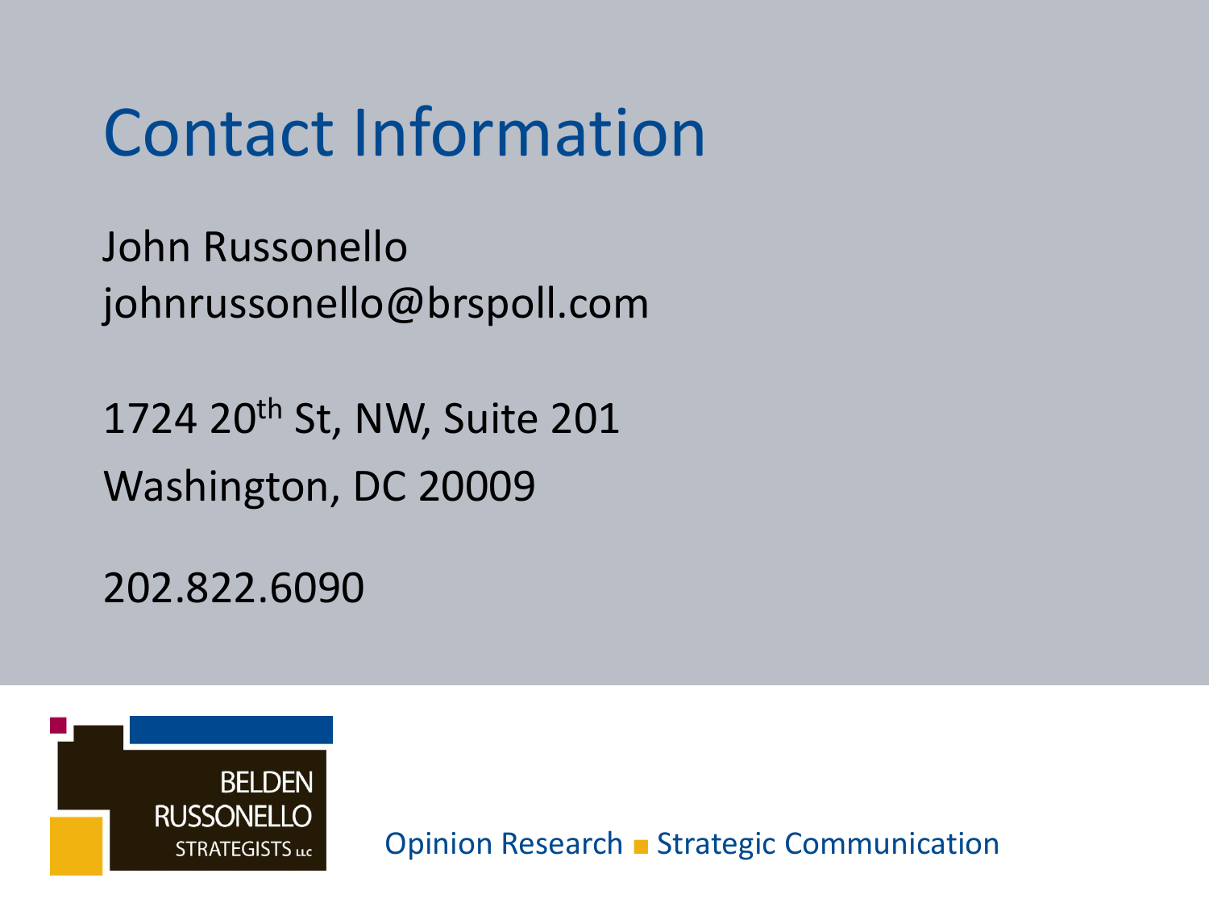# Contact Information

John Russonello
johnrussonello@brspoll.com

1724 20th St, NW, Suite 201
Washington, DC 20009

202.822.6090

BELDEN RUSSONELLO STRATEGISTS LLC

Opinion Research ■ Strategic Communication